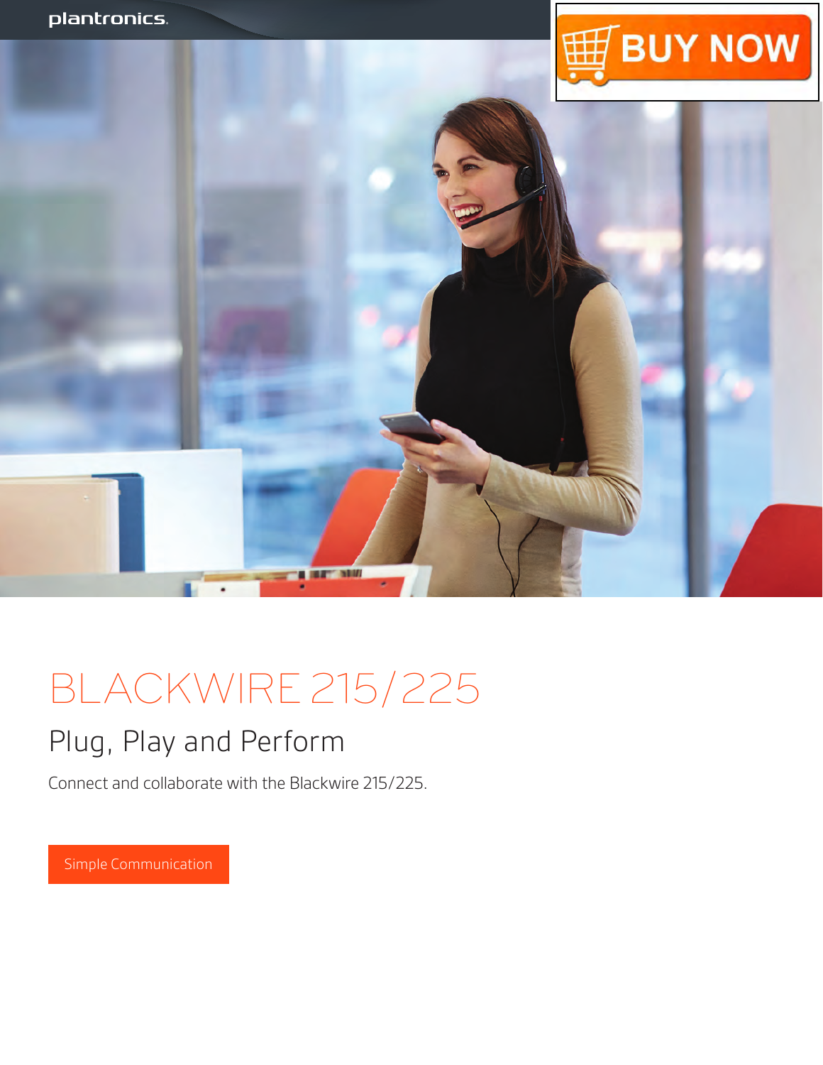plantronics.

BUY NOW

# BLACKWIRE 215/225

## Plug, Play and Perform

Connect and collaborate with the Blackwire 215/225.

Simple Communication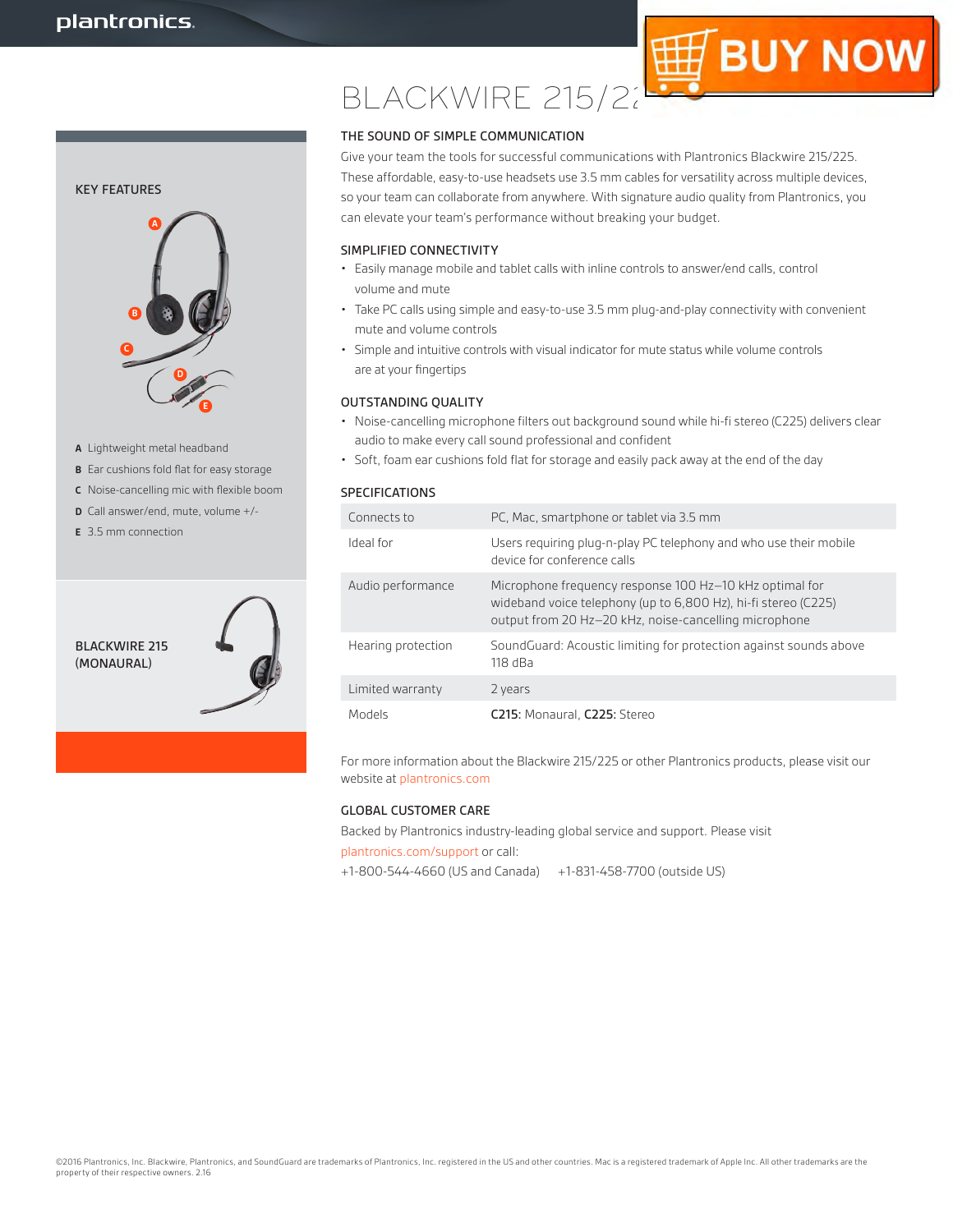# BLACKWIRE 215/2

## KEY FEATURES

**A** Lightweight metal headband

**B** Ear cushions fold flat for easy storage

**C** Noise-cancelling mic with flexible boom

**D** Call answer/end, mute, volume +/-

**E** 3.5 mm connection

BLACKWIRE 215 (MONAURAL)

## THE SOUND OF SIMPLE COMMUNICATION

Give your team the tools for successful communications with Plantronics Blackwire 215/225. These affordable, easy-to-use headsets use 3.5 mm cables for versatility across multiple devices, so your team can collaborate from anywhere. With signature audio quality from Plantronics, you can elevate your team's performance without breaking your budget.

## SIMPLIFIED CONNECTIVITY

- Easily manage mobile and tablet calls with inline controls to answer/end calls, control volume and mute
- Take PC calls using simple and easy-to-use 3.5 mm plug-and-play connectivity with convenient mute and volume controls
- Simple and intuitive controls with visual indicator for mute status while volume controls are at your fingertips

## OUTSTANDING QUALITY

- Noise-cancelling microphone filters out background sound while hi-fi stereo (C225) delivers clear audio to make every call sound professional and confident
- Soft, foam ear cushions fold flat for storage and easily pack away at the end of the day

## SPECIFICATIONS

| | |
|---|---|
| Connects to | PC, Mac, smartphone or tablet via 3.5 mm |
| Ideal for | Users requiring plug-n-play PC telephony and who use their mobile device for conference calls |
| Audio performance | Microphone frequency response 100 Hz–10 kHz optimal for wideband voice telephony (up to 6,800 Hz), hi-fi stereo (C225) output from 20 Hz–20 kHz, noise-cancelling microphone |
| Hearing protection | SoundGuard: Acoustic limiting for protection against sounds above 118 dBa |
| Limited warranty | 2 years |
| Models | **C215:** Monaural, **C225:** Stereo |

For more information about the Blackwire 215/225 or other Plantronics products, please visit our website at plantronics.com

## GLOBAL CUSTOMER CARE

Backed by Plantronics industry-leading global service and support. Please visit plantronics.com/support or call:

+1-800-544-4660 (US and Canada) +1-831-458-7700 (outside US)

©2016 Plantronics, Inc. Blackwire, Plantronics, and SoundGuard are trademarks of Plantronics, Inc. registered in the US and other countries. Mac is a registered trademark of Apple Inc. All other trademarks are the property of their respective owners. 2.16